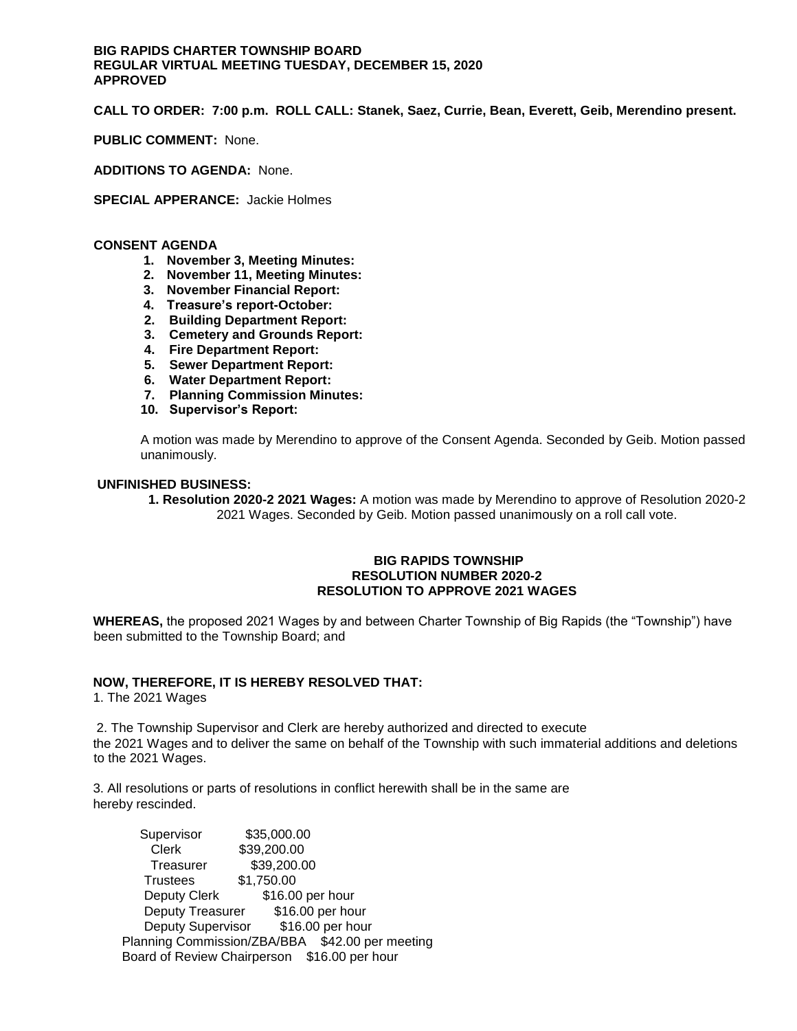**BIG RAPIDS CHARTER TOWNSHIP BOARD**
**REGULAR VIRTUAL MEETING TUESDAY, DECEMBER 15, 2020**
**APPROVED**

**CALL TO ORDER: 7:00 p.m. ROLL CALL: Stanek, Saez, Currie, Bean, Everett, Geib, Merendino present.**

**PUBLIC COMMENT:** None.

**ADDITIONS TO AGENDA:** None.

**SPECIAL APPERANCE:** Jackie Holmes

**CONSENT AGENDA**

1. **November 3, Meeting Minutes:**
2. **November 11, Meeting Minutes:**
3. **November Financial Report:**
4. **Treasure's report-October:**
2. **Building Department Report:**
3. **Cemetery and Grounds Report:**
4. **Fire Department Report:**
5. **Sewer Department Report:**
6. **Water Department Report:**
7. **Planning Commission Minutes:**
10. **Supervisor's Report:**

A motion was made by Merendino to approve of the Consent Agenda. Seconded by Geib. Motion passed unanimously.

**UNFINISHED BUSINESS:**

**1. Resolution 2020-2 2021 Wages:** A motion was made by Merendino to approve of Resolution 2020-2 2021 Wages. Seconded by Geib. Motion passed unanimously on a roll call vote.

**BIG RAPIDS TOWNSHIP**
**RESOLUTION NUMBER 2020-2**
**RESOLUTION TO APPROVE 2021 WAGES**

**WHEREAS,** the proposed 2021 Wages by and between Charter Township of Big Rapids (the "Township") have been submitted to the Township Board; and

**NOW, THEREFORE, IT IS HEREBY RESOLVED THAT:**

1. The 2021 Wages

2. The Township Supervisor and Clerk are hereby authorized and directed to execute the 2021 Wages and to deliver the same on behalf of the Township with such immaterial additions and deletions to the 2021 Wages.

3. All resolutions or parts of resolutions in conflict herewith shall be in the same are hereby rescinded.

| | |
|---|---|
| Supervisor | $35,000.00 |
| Clerk | $39,200.00 |
| Treasurer | $39,200.00 |
| Trustees | $1,750.00 |
| Deputy Clerk | $16.00 per hour |
| Deputy Treasurer | $16.00 per hour |
| Deputy Supervisor | $16.00 per hour |
| Planning Commission/ZBA/BBA | $42.00 per meeting |
| Board of Review Chairperson | $16.00 per hour |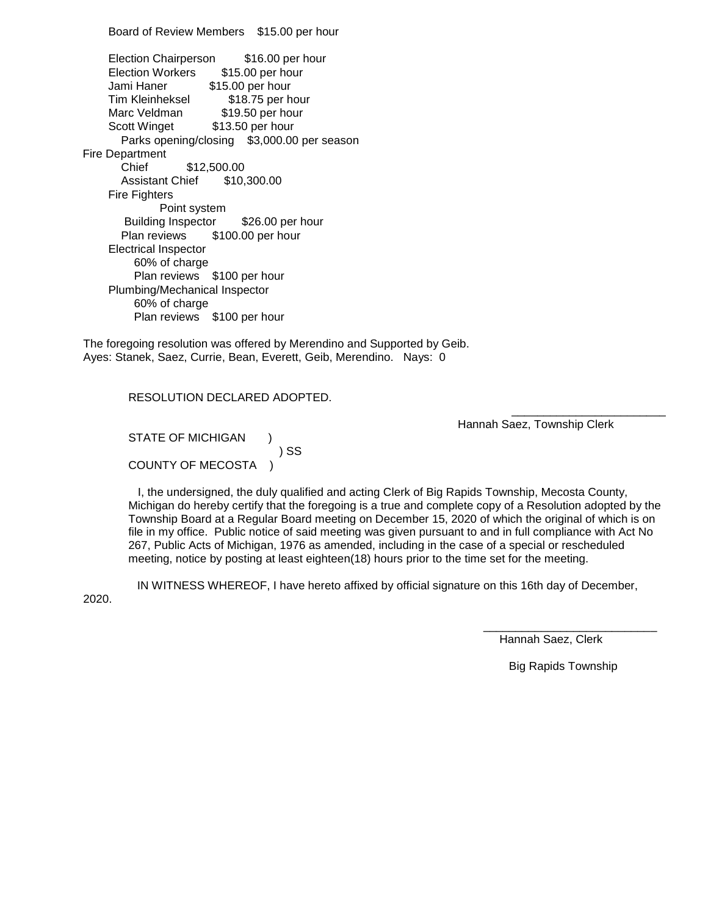Board of Review Members $15.00 per hour

Election Chairperson $16.00 per hour
Election Workers $15.00 per hour
Jami Haner $15.00 per hour
Tim Kleinheksel $18.75 per hour
Marc Veldman $19.50 per hour
Scott Winget $13.50 per hour
Parks opening/closing $3,000.00 per season

Fire Department
- Chief $12,500.00
- Assistant Chief $10,300.00
- Fire Fighters
  - Point system
- Building Inspector $26.00 per hour
- Plan reviews $100.00 per hour
- Electrical Inspector
  - 60% of charge
  - Plan reviews $100 per hour
- Plumbing/Mechanical Inspector
  - 60% of charge
  - Plan reviews $100 per hour

The foregoing resolution was offered by Merendino and Supported by Geib.
Ayes: Stanek, Saez, Currie, Bean, Everett, Geib, Merendino. Nays: 0

RESOLUTION DECLARED ADOPTED.

\_\_\_\_\_\_\_\_\_\_\_\_\_\_\_\_\_\_\_\_\_\_\_\_
Hannah Saez, Township Clerk

STATE OF MICHIGAN )
) SS
COUNTY OF MECOSTA )

I, the undersigned, the duly qualified and acting Clerk of Big Rapids Township, Mecosta County, Michigan do hereby certify that the foregoing is a true and complete copy of a Resolution adopted by the Township Board at a Regular Board meeting on December 15, 2020 of which the original of which is on file in my office. Public notice of said meeting was given pursuant to and in full compliance with Act No 267, Public Acts of Michigan, 1976 as amended, including in the case of a special or rescheduled meeting, notice by posting at least eighteen(18) hours prior to the time set for the meeting.

IN WITNESS WHEREOF, I have hereto affixed by official signature on this 16th day of December, 2020.

\_\_\_\_\_\_\_\_\_\_\_\_\_\_\_\_\_\_\_\_\_\_\_\_\_\_\_
Hannah Saez, Clerk

Big Rapids Township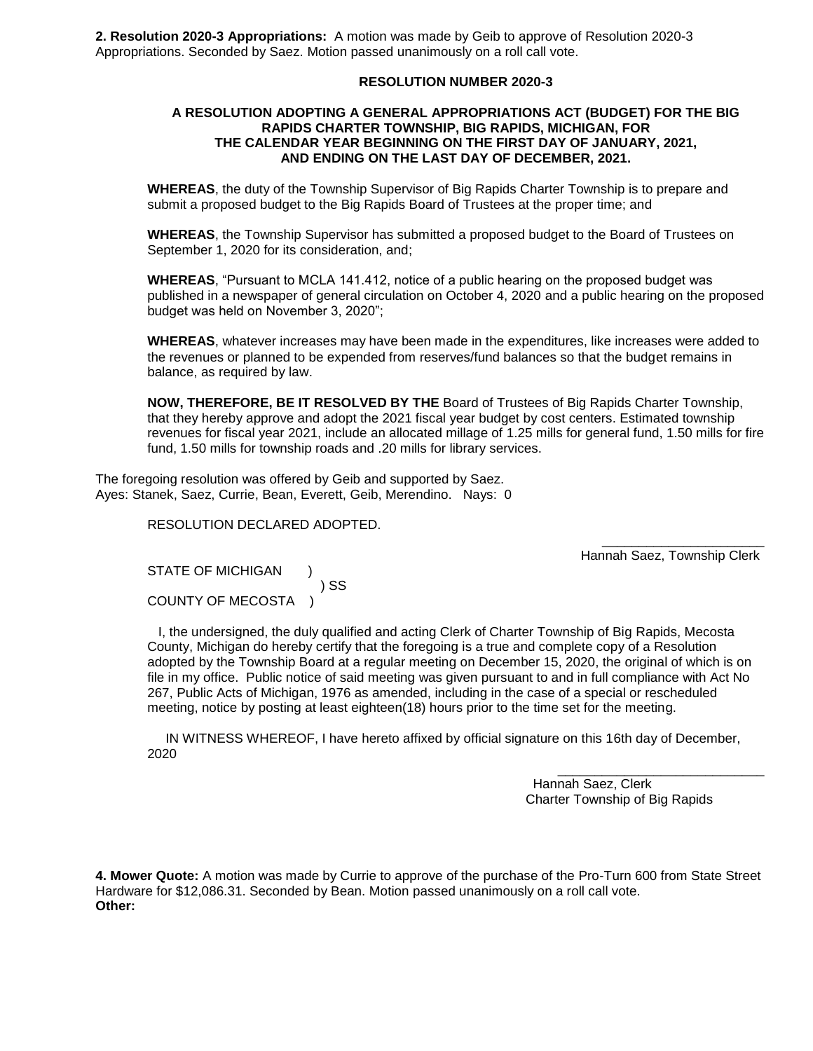**2. Resolution 2020-3 Appropriations:** A motion was made by Geib to approve of Resolution 2020-3 Appropriations. Seconded by Saez. Motion passed unanimously on a roll call vote.

**RESOLUTION NUMBER 2020-3**

**A RESOLUTION ADOPTING A GENERAL APPROPRIATIONS ACT (BUDGET) FOR THE BIG RAPIDS CHARTER TOWNSHIP, BIG RAPIDS, MICHIGAN, FOR THE CALENDAR YEAR BEGINNING ON THE FIRST DAY OF JANUARY, 2021, AND ENDING ON THE LAST DAY OF DECEMBER, 2021.**

**WHEREAS**, the duty of the Township Supervisor of Big Rapids Charter Township is to prepare and submit a proposed budget to the Big Rapids Board of Trustees at the proper time; and

**WHEREAS**, the Township Supervisor has submitted a proposed budget to the Board of Trustees on September 1, 2020 for its consideration, and;

**WHEREAS**, "Pursuant to MCLA 141.412, notice of a public hearing on the proposed budget was published in a newspaper of general circulation on October 4, 2020 and a public hearing on the proposed budget was held on November 3, 2020";

**WHEREAS**, whatever increases may have been made in the expenditures, like increases were added to the revenues or planned to be expended from reserves/fund balances so that the budget remains in balance, as required by law.

**NOW, THEREFORE, BE IT RESOLVED BY THE** Board of Trustees of Big Rapids Charter Township, that they hereby approve and adopt the 2021 fiscal year budget by cost centers. Estimated township revenues for fiscal year 2021, include an allocated millage of 1.25 mills for general fund, 1.50 mills for fire fund, 1.50 mills for township roads and .20 mills for library services.

The foregoing resolution was offered by Geib and supported by Saez.
Ayes: Stanek, Saez, Currie, Bean, Everett, Geib, Merendino. Nays: 0

RESOLUTION DECLARED ADOPTED.

______________________
Hannah Saez, Township Clerk

STATE OF MICHIGAN )
) SS
COUNTY OF MECOSTA )

I, the undersigned, the duly qualified and acting Clerk of Charter Township of Big Rapids, Mecosta County, Michigan do hereby certify that the foregoing is a true and complete copy of a Resolution adopted by the Township Board at a regular meeting on December 15, 2020, the original of which is on file in my office. Public notice of said meeting was given pursuant to and in full compliance with Act No 267, Public Acts of Michigan, 1976 as amended, including in the case of a special or rescheduled meeting, notice by posting at least eighteen(18) hours prior to the time set for the meeting.

IN WITNESS WHEREOF, I have hereto affixed by official signature on this 16th day of December, 2020

____________________________
Hannah Saez, Clerk
Charter Township of Big Rapids

**4. Mower Quote:** A motion was made by Currie to approve of the purchase of the Pro-Turn 600 from State Street Hardware for $12,086.31. Seconded by Bean. Motion passed unanimously on a roll call vote.
**Other:**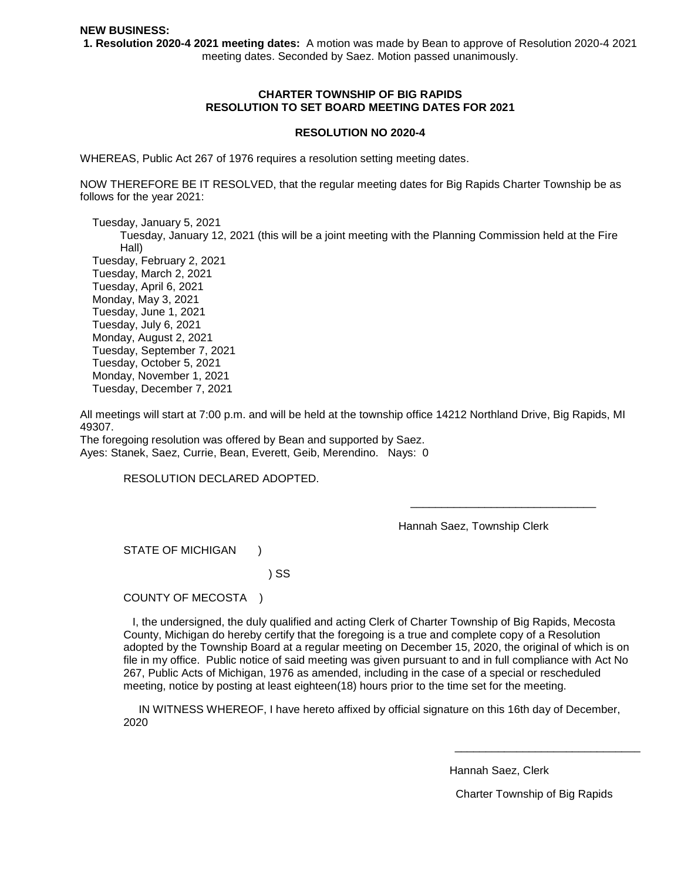**NEW BUSINESS:**

**1. Resolution 2020-4 2021 meeting dates:** A motion was made by Bean to approve of Resolution 2020-4 2021 meeting dates. Seconded by Saez. Motion passed unanimously.

**CHARTER TOWNSHIP OF BIG RAPIDS**
**RESOLUTION TO SET BOARD MEETING DATES FOR 2021**

**RESOLUTION NO 2020-4**

WHEREAS, Public Act 267 of 1976 requires a resolution setting meeting dates.

NOW THEREFORE BE IT RESOLVED, that the regular meeting dates for Big Rapids Charter Township be as follows for the year 2021:

- Tuesday, January 5, 2021
  - Tuesday, January 12, 2021 (this will be a joint meeting with the Planning Commission held at the Fire Hall)
- Tuesday, February 2, 2021
- Tuesday, March 2, 2021
- Tuesday, April 6, 2021
- Monday, May 3, 2021
- Tuesday, June 1, 2021
- Tuesday, July 6, 2021
- Monday, August 2, 2021
- Tuesday, September 7, 2021
- Tuesday, October 5, 2021
- Monday, November 1, 2021
- Tuesday, December 7, 2021

All meetings will start at 7:00 p.m. and will be held at the township office 14212 Northland Drive, Big Rapids, MI 49307.
The foregoing resolution was offered by Bean and supported by Saez.
Ayes: Stanek, Saez, Currie, Bean, Everett, Geib, Merendino. Nays: 0

RESOLUTION DECLARED ADOPTED.

\_\_\_\_\_\_\_\_\_\_\_\_\_\_\_\_\_\_\_\_\_\_\_\_\_\_\_\_\_\_

Hannah Saez, Township Clerk

STATE OF MICHIGAN )

) SS

COUNTY OF MECOSTA )

I, the undersigned, the duly qualified and acting Clerk of Charter Township of Big Rapids, Mecosta County, Michigan do hereby certify that the foregoing is a true and complete copy of a Resolution adopted by the Township Board at a regular meeting on December 15, 2020, the original of which is on file in my office. Public notice of said meeting was given pursuant to and in full compliance with Act No 267, Public Acts of Michigan, 1976 as amended, including in the case of a special or rescheduled meeting, notice by posting at least eighteen(18) hours prior to the time set for the meeting.

IN WITNESS WHEREOF, I have hereto affixed by official signature on this 16th day of December, 2020

\_\_\_\_\_\_\_\_\_\_\_\_\_\_\_\_\_\_\_\_\_\_\_\_\_\_\_\_\_\_

Hannah Saez, Clerk

Charter Township of Big Rapids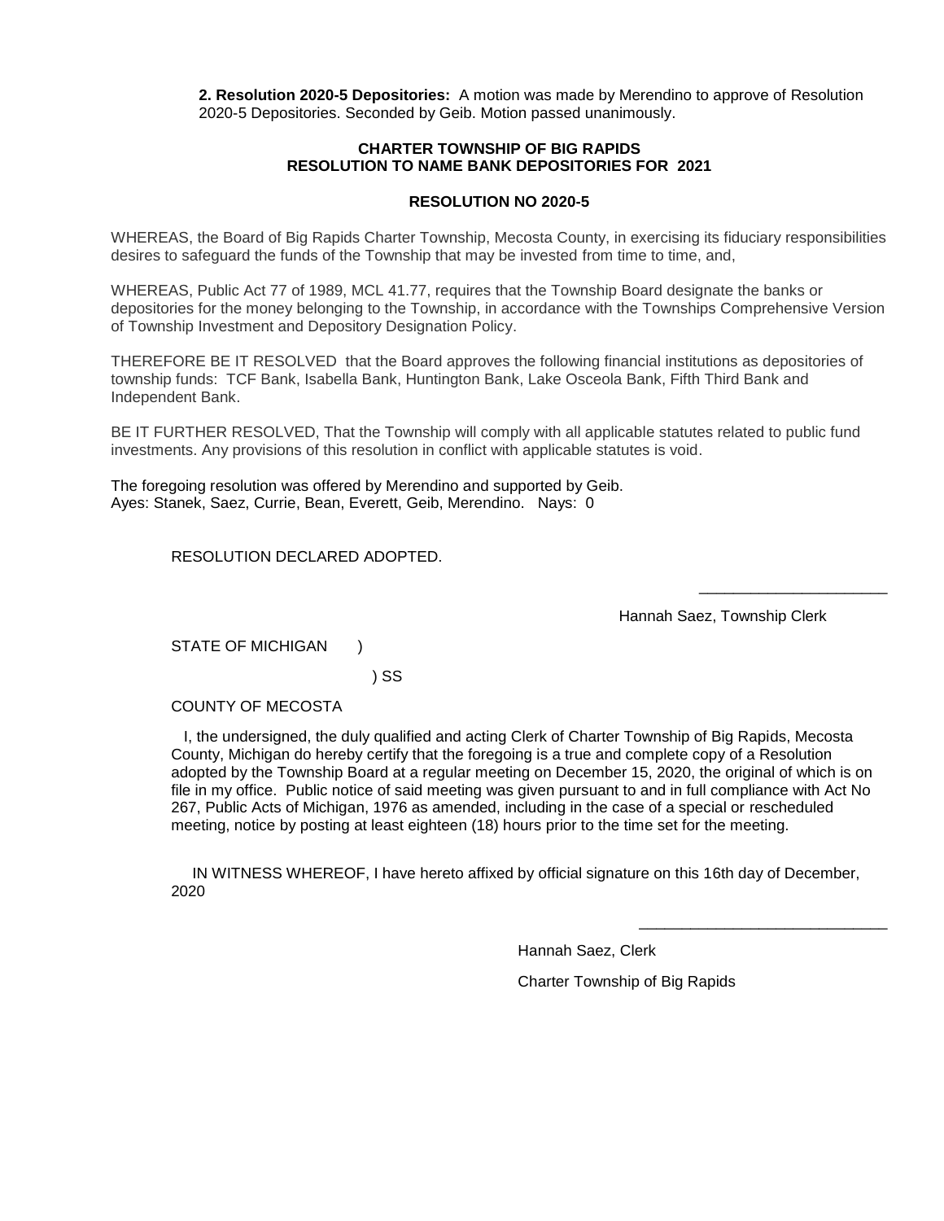**2. Resolution 2020-5 Depositories:** A motion was made by Merendino to approve of Resolution 2020-5 Depositories. Seconded by Geib. Motion passed unanimously.

**CHARTER TOWNSHIP OF BIG RAPIDS**
**RESOLUTION TO NAME BANK DEPOSITORIES FOR 2021**

**RESOLUTION NO 2020-5**

WHEREAS, the Board of Big Rapids Charter Township, Mecosta County, in exercising its fiduciary responsibilities desires to safeguard the funds of the Township that may be invested from time to time, and,

WHEREAS, Public Act 77 of 1989, MCL 41.77, requires that the Township Board designate the banks or depositories for the money belonging to the Township, in accordance with the Townships Comprehensive Version of Township Investment and Depository Designation Policy.

THEREFORE BE IT RESOLVED that the Board approves the following financial institutions as depositories of township funds: TCF Bank, Isabella Bank, Huntington Bank, Lake Osceola Bank, Fifth Third Bank and Independent Bank.

BE IT FURTHER RESOLVED, That the Township will comply with all applicable statutes related to public fund investments. Any provisions of this resolution in conflict with applicable statutes is void.

The foregoing resolution was offered by Merendino and supported by Geib.
Ayes: Stanek, Saez, Currie, Bean, Everett, Geib, Merendino. Nays: 0

RESOLUTION DECLARED ADOPTED.

______________________

Hannah Saez, Township Clerk

STATE OF MICHIGAN )

) SS

COUNTY OF MECOSTA

I, the undersigned, the duly qualified and acting Clerk of Charter Township of Big Rapids, Mecosta County, Michigan do hereby certify that the foregoing is a true and complete copy of a Resolution adopted by the Township Board at a regular meeting on December 15, 2020, the original of which is on file in my office. Public notice of said meeting was given pursuant to and in full compliance with Act No 267, Public Acts of Michigan, 1976 as amended, including in the case of a special or rescheduled meeting, notice by posting at least eighteen (18) hours prior to the time set for the meeting.

IN WITNESS WHEREOF, I have hereto affixed by official signature on this 16th day of December, 2020

______________________________

Hannah Saez, Clerk

Charter Township of Big Rapids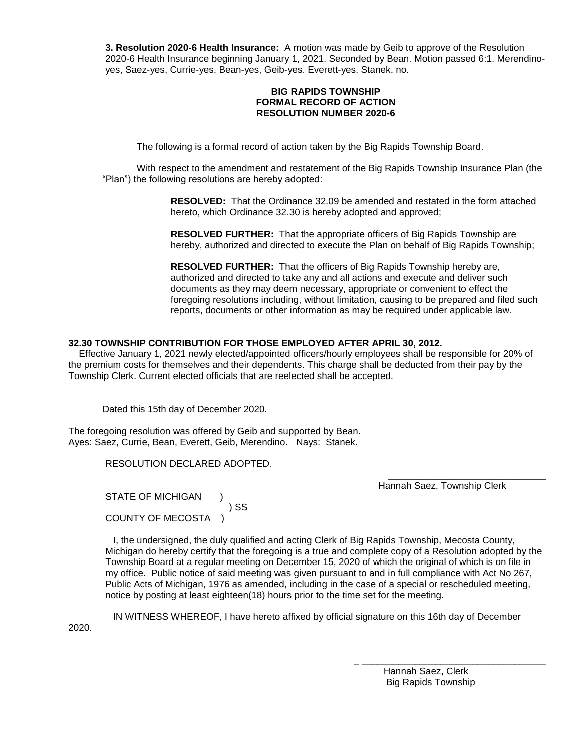**3. Resolution 2020-6 Health Insurance:** A motion was made by Geib to approve of the Resolution 2020-6 Health Insurance beginning January 1, 2021. Seconded by Bean. Motion passed 6:1. Merendino-yes, Saez-yes, Currie-yes, Bean-yes, Geib-yes. Everett-yes. Stanek, no.

**BIG RAPIDS TOWNSHIP**
**FORMAL RECORD OF ACTION**
**RESOLUTION NUMBER 2020-6**

The following is a formal record of action taken by the Big Rapids Township Board.

With respect to the amendment and restatement of the Big Rapids Township Insurance Plan (the "Plan") the following resolutions are hereby adopted:

**RESOLVED:** That the Ordinance 32.09 be amended and restated in the form attached hereto, which Ordinance 32.30 is hereby adopted and approved;

**RESOLVED FURTHER:** That the appropriate officers of Big Rapids Township are hereby, authorized and directed to execute the Plan on behalf of Big Rapids Township;

**RESOLVED FURTHER:** That the officers of Big Rapids Township hereby are, authorized and directed to take any and all actions and execute and deliver such documents as they may deem necessary, appropriate or convenient to effect the foregoing resolutions including, without limitation, causing to be prepared and filed such reports, documents or other information as may be required under applicable law.

**32.30 TOWNSHIP CONTRIBUTION FOR THOSE EMPLOYED AFTER APRIL 30, 2012.**

Effective January 1, 2021 newly elected/appointed officers/hourly employees shall be responsible for 20% of the premium costs for themselves and their dependents. This charge shall be deducted from their pay by the Township Clerk. Current elected officials that are reelected shall be accepted.

Dated this 15th day of December 2020.

The foregoing resolution was offered by Geib and supported by Bean.
Ayes: Saez, Currie, Bean, Everett, Geib, Merendino. Nays: Stanek.

RESOLUTION DECLARED ADOPTED.

\_\_\_\_\_\_\_\_\_\_\_\_\_\_\_\_\_\_\_\_\_\_\_\_\_\_\_\_\_\_
Hannah Saez, Township Clerk

STATE OF MICHIGAN )
) SS
COUNTY OF MECOSTA )

I, the undersigned, the duly qualified and acting Clerk of Big Rapids Township, Mecosta County, Michigan do hereby certify that the foregoing is a true and complete copy of a Resolution adopted by the Township Board at a regular meeting on December 15, 2020 of which the original of which is on file in my office. Public notice of said meeting was given pursuant to and in full compliance with Act No 267, Public Acts of Michigan, 1976 as amended, including in the case of a special or rescheduled meeting, notice by posting at least eighteen(18) hours prior to the time set for the meeting.

IN WITNESS WHEREOF, I have hereto affixed by official signature on this 16th day of December 2020.

\_\_\_\_\_\_\_\_\_\_\_\_\_\_\_\_\_\_\_\_\_\_\_\_\_\_\_\_\_\_
Hannah Saez, Clerk
Big Rapids Township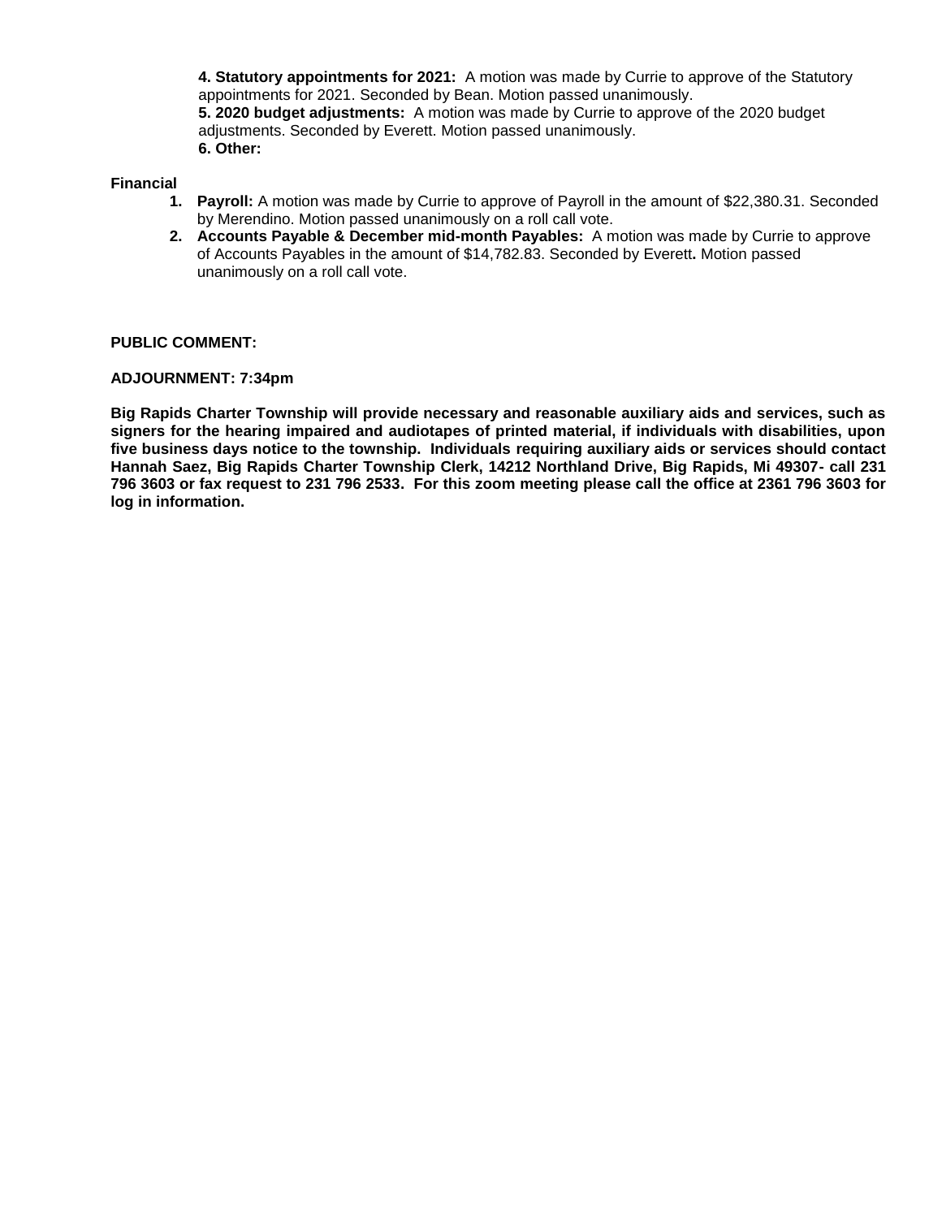**4. Statutory appointments for 2021:** A motion was made by Currie to approve of the Statutory appointments for 2021. Seconded by Bean. Motion passed unanimously.
**5. 2020 budget adjustments:** A motion was made by Currie to approve of the 2020 budget adjustments. Seconded by Everett. Motion passed unanimously.
**6. Other:**

**Financial**

1. **Payroll:** A motion was made by Currie to approve of Payroll in the amount of $22,380.31. Seconded by Merendino. Motion passed unanimously on a roll call vote.
2. **Accounts Payable & December mid-month Payables:** A motion was made by Currie to approve of Accounts Payables in the amount of $14,782.83. Seconded by Everett**.** Motion passed unanimously on a roll call vote.

**PUBLIC COMMENT:**

**ADJOURNMENT: 7:34pm**

**Big Rapids Charter Township will provide necessary and reasonable auxiliary aids and services, such as signers for the hearing impaired and audiotapes of printed material, if individuals with disabilities, upon five business days notice to the township. Individuals requiring auxiliary aids or services should contact Hannah Saez, Big Rapids Charter Township Clerk, 14212 Northland Drive, Big Rapids, Mi 49307- call 231 796 3603 or fax request to 231 796 2533. For this zoom meeting please call the office at 2361 796 3603 for log in information.**